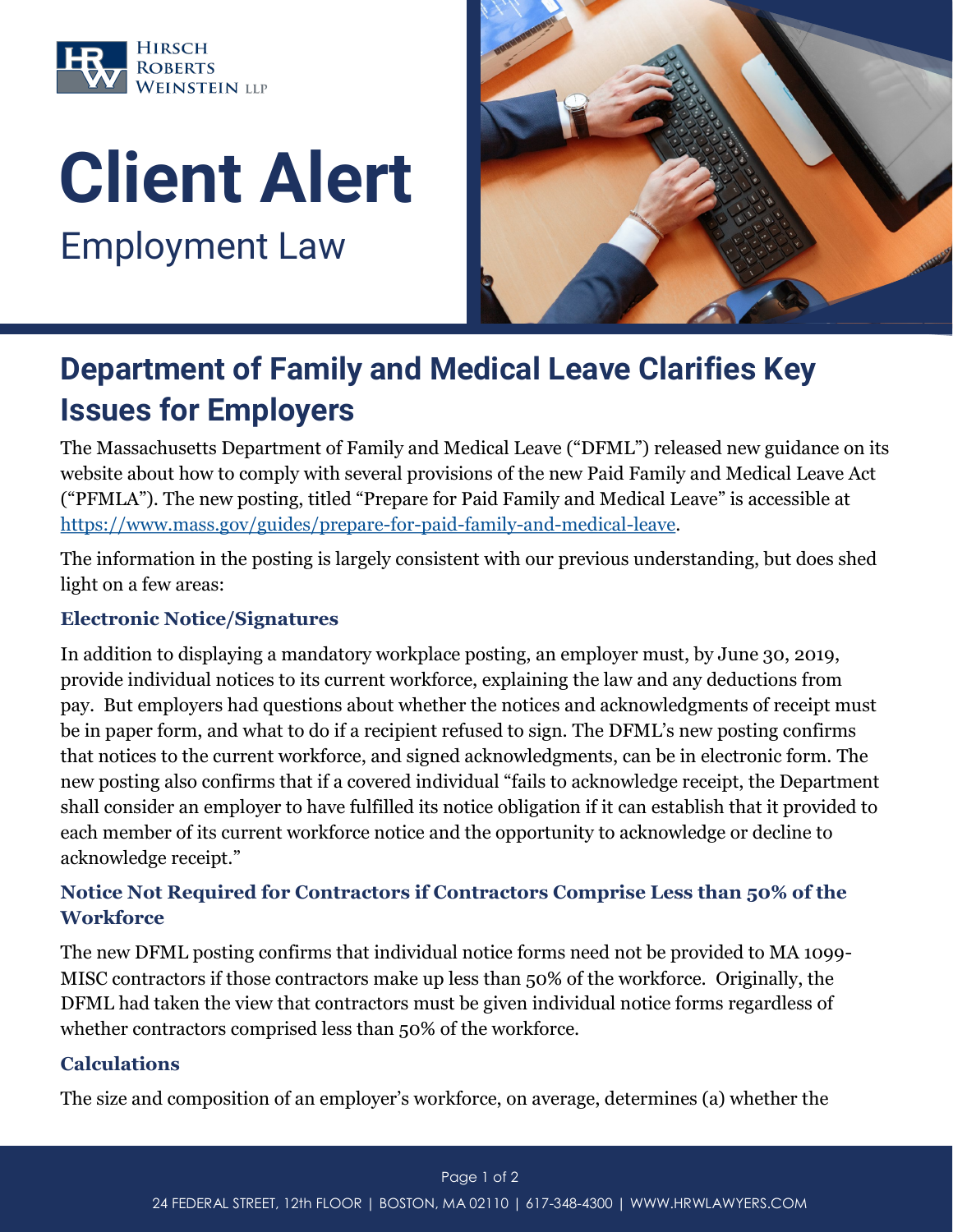Hirsch Roberts Weinstein LLP

# Client Alert

Employment Law

## Department of Family and Medical Leave Clarifies Key Issues for Employers

The Massachusetts Department of Family and Medical Leave ("DFML") released new guidance on its website about how to comply with several provisions of the new Paid Family and Medical Leave Act ("PFMLA"). The new posting, titled "Prepare for Paid Family and Medical Leave" is accessible at https://www.mass.gov/guides/prepare-for-paid-family-and-medical-leave.

The information in the posting is largely consistent with our previous understanding, but does shed light on a few areas:

### Electronic Notice/Signatures

In addition to displaying a mandatory workplace posting, an employer must, by June 30, 2019, provide individual notices to its current workforce, explaining the law and any deductions from pay. But employers had questions about whether the notices and acknowledgments of receipt must be in paper form, and what to do if a recipient refused to sign. The DFML's new posting confirms that notices to the current workforce, and signed acknowledgments, can be in electronic form. The new posting also confirms that if a covered individual "fails to acknowledge receipt, the Department shall consider an employer to have fulfilled its notice obligation if it can establish that it provided to each member of its current workforce notice and the opportunity to acknowledge or decline to acknowledge receipt."

### Notice Not Required for Contractors if Contractors Comprise Less than 50% of the Workforce

The new DFML posting confirms that individual notice forms need not be provided to MA 1099-MISC contractors if those contractors make up less than 50% of the workforce. Originally, the DFML had taken the view that contractors must be given individual notice forms regardless of whether contractors comprised less than 50% of the workforce.

### Calculations

The size and composition of an employer's workforce, on average, determines (a) whether the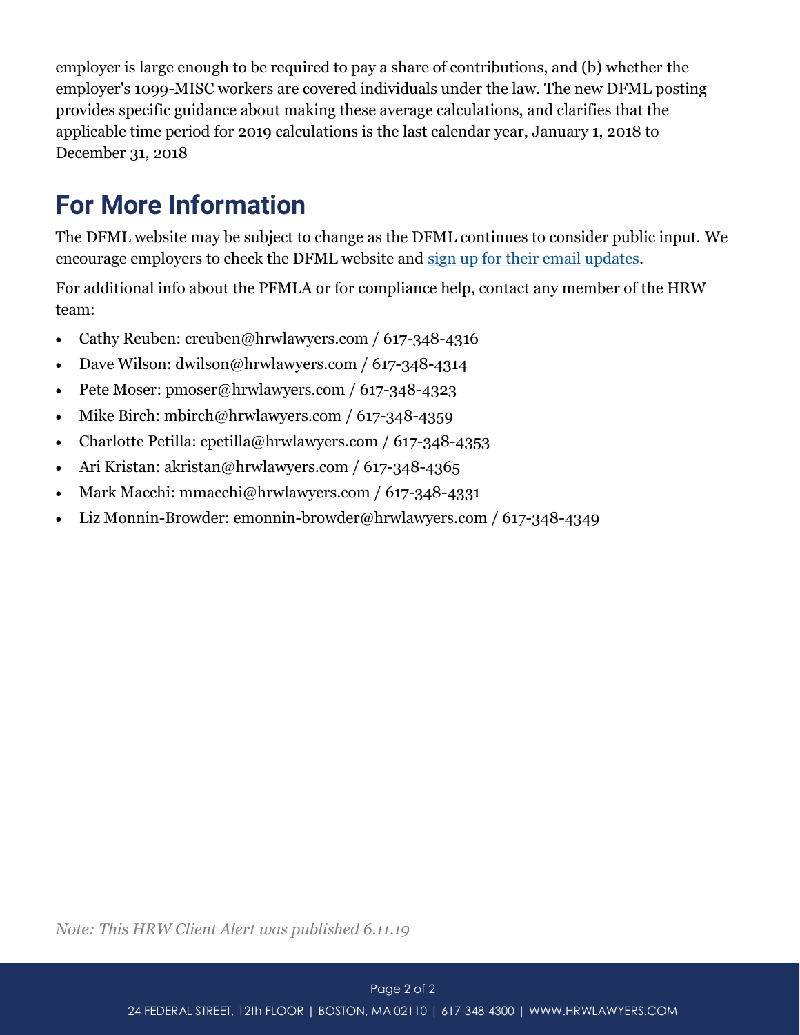employer is large enough to be required to pay a share of contributions, and (b) whether the employer's 1099-MISC workers are covered individuals under the law. The new DFML posting provides specific guidance about making these average calculations, and clarifies that the applicable time period for 2019 calculations is the last calendar year, January 1, 2018 to December 31, 2018

## For More Information

The DFML website may be subject to change as the DFML continues to consider public input. We encourage employers to check the DFML website and [sign up for their email updates](#).

For additional info about the PFMLA or for compliance help, contact any member of the HRW team:

- Cathy Reuben: creuben@hrwlawyers.com / 617-348-4316
- Dave Wilson: dwilson@hrwlawyers.com / 617-348-4314
- Pete Moser: pmoser@hrwlawyers.com / 617-348-4323
- Mike Birch: mbirch@hrwlawyers.com / 617-348-4359
- Charlotte Petilla: cpetilla@hrwlawyers.com / 617-348-4353
- Ari Kristan: akristan@hrwlawyers.com / 617-348-4365
- Mark Macchi: mmacchi@hrwlawyers.com / 617-348-4331
- Liz Monnin-Browder: emonnin-browder@hrwlawyers.com / 617-348-4349

*Note: This HRW Client Alert was published 6.11.19*

24 FEDERAL STREET, 12th FLOOR | BOSTON, MA 02110 | 617-348-4300 | WWW.HRWLAWYERS.COM